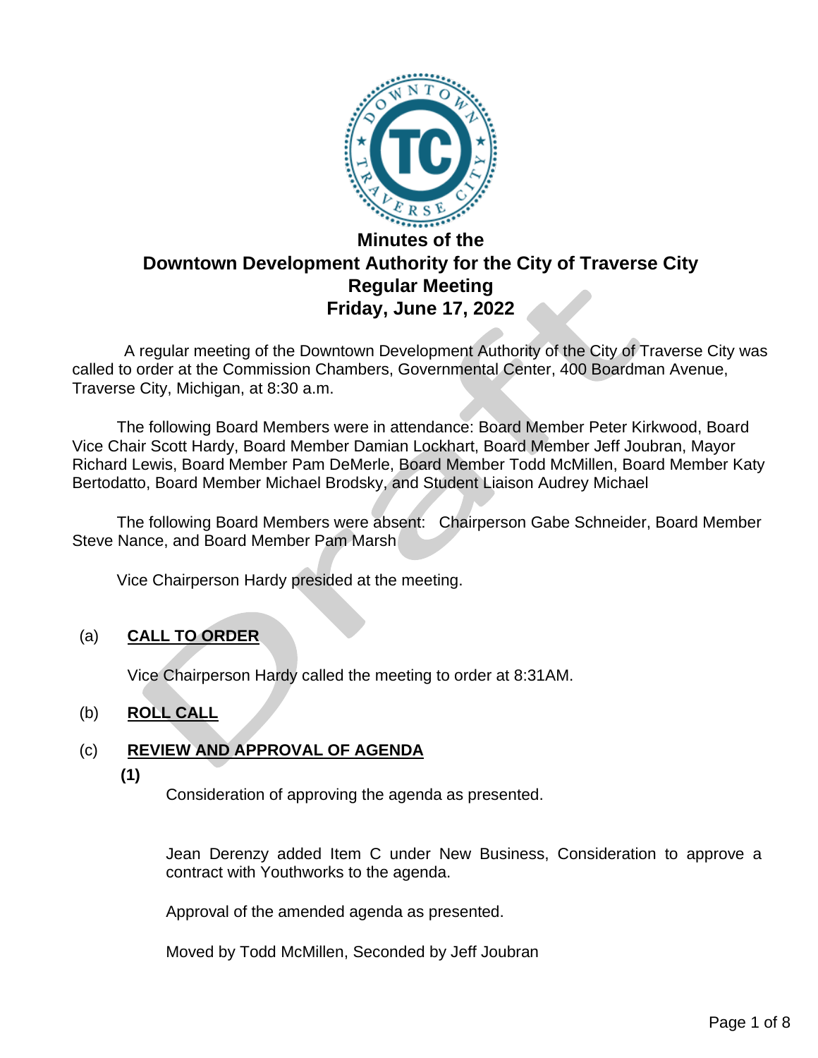# Minutes of the
# Downtown Development Authority for the City of Traverse City
## Regular Meeting
## Friday, June 17, 2022

A regular meeting of the Downtown Development Authority of the City of Traverse City was called to order at the Commission Chambers, Governmental Center, 400 Boardman Avenue, Traverse City, Michigan, at 8:30 a.m.

The following Board Members were in attendance: Board Member Peter Kirkwood, Board Vice Chair Scott Hardy, Board Member Damian Lockhart, Board Member Jeff Joubran, Mayor Richard Lewis, Board Member Pam DeMerle, Board Member Todd McMillen, Board Member Katy Bertodatto, Board Member Michael Brodsky, and Student Liaison Audrey Michael

The following Board Members were absent: Chairperson Gabe Schneider, Board Member Steve Nance, and Board Member Pam Marsh

Vice Chairperson Hardy presided at the meeting.

(a) **CALL TO ORDER**

Vice Chairperson Hardy called the meeting to order at 8:31AM.

(b) **ROLL CALL**

(c) **REVIEW AND APPROVAL OF AGENDA**

**(1)**

Consideration of approving the agenda as presented.

Jean Derenzy added Item C under New Business, Consideration to approve a contract with Youthworks to the agenda.

Approval of the amended agenda as presented.

Moved by Todd McMillen, Seconded by Jeff Joubran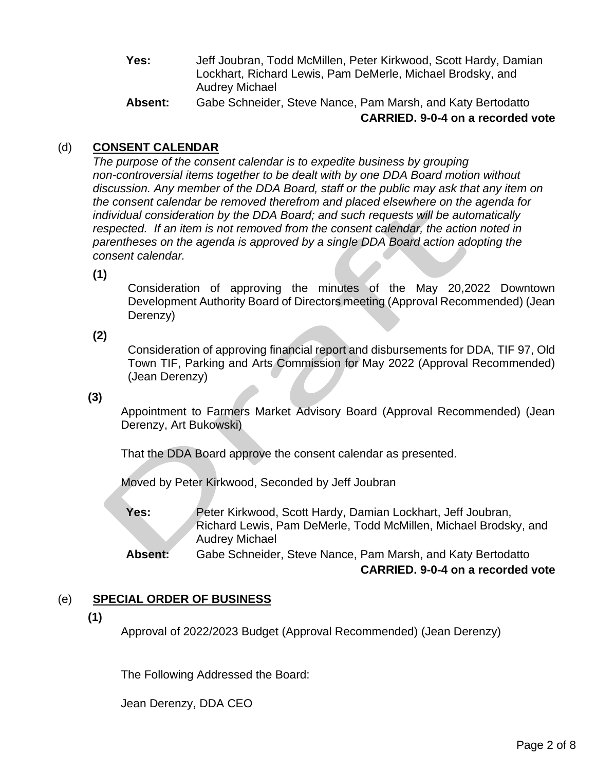**Yes:** Jeff Joubran, Todd McMillen, Peter Kirkwood, Scott Hardy, Damian Lockhart, Richard Lewis, Pam DeMerle, Michael Brodsky, and Audrey Michael

**Absent:** Gabe Schneider, Steve Nance, Pam Marsh, and Katy Bertodatto

**CARRIED. 9-0-4 on a recorded vote**

## (d) CONSENT CALENDAR

*The purpose of the consent calendar is to expedite business by grouping non-controversial items together to be dealt with by one DDA Board motion without discussion. Any member of the DDA Board, staff or the public may ask that any item on the consent calendar be removed therefrom and placed elsewhere on the agenda for individual consideration by the DDA Board; and such requests will be automatically respected. If an item is not removed from the consent calendar, the action noted in parentheses on the agenda is approved by a single DDA Board action adopting the consent calendar.*

**(1)**

Consideration of approving the minutes of the May 20,2022 Downtown Development Authority Board of Directors meeting (Approval Recommended) (Jean Derenzy)

**(2)**

Consideration of approving financial report and disbursements for DDA, TIF 97, Old Town TIF, Parking and Arts Commission for May 2022 (Approval Recommended) (Jean Derenzy)

**(3)**

Appointment to Farmers Market Advisory Board (Approval Recommended) (Jean Derenzy, Art Bukowski)

That the DDA Board approve the consent calendar as presented.

Moved by Peter Kirkwood, Seconded by Jeff Joubran

**Yes:** Peter Kirkwood, Scott Hardy, Damian Lockhart, Jeff Joubran, Richard Lewis, Pam DeMerle, Todd McMillen, Michael Brodsky, and Audrey Michael

**Absent:** Gabe Schneider, Steve Nance, Pam Marsh, and Katy Bertodatto

**CARRIED. 9-0-4 on a recorded vote**

## (e) SPECIAL ORDER OF BUSINESS

**(1)**

Approval of 2022/2023 Budget (Approval Recommended) (Jean Derenzy)

The Following Addressed the Board:

Jean Derenzy, DDA CEO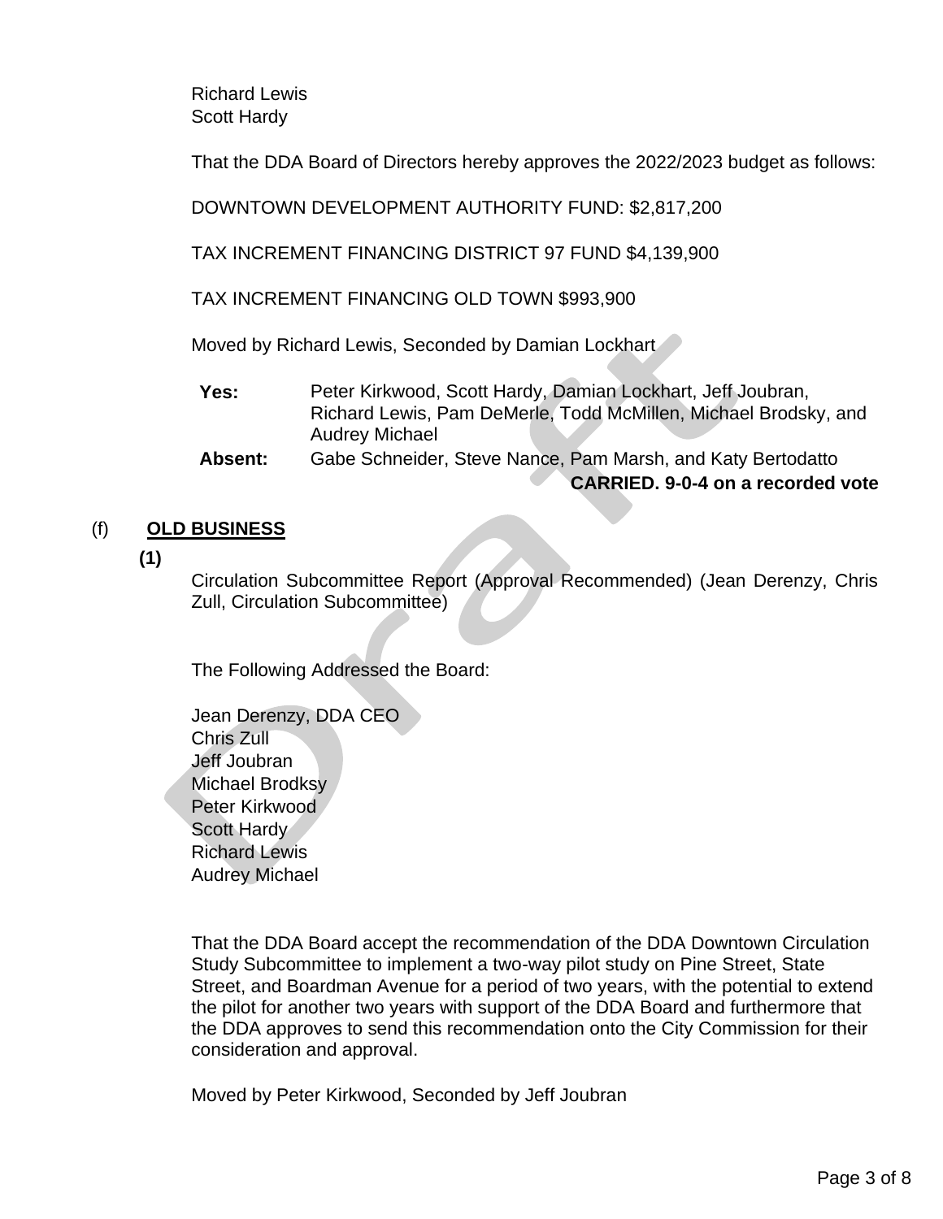Richard Lewis
Scott Hardy

That the DDA Board of Directors hereby approves the 2022/2023 budget as follows:

DOWNTOWN DEVELOPMENT AUTHORITY FUND: $2,817,200

TAX INCREMENT FINANCING DISTRICT 97 FUND $4,139,900

TAX INCREMENT FINANCING OLD TOWN $993,900

Moved by Richard Lewis, Seconded by Damian Lockhart

| | |
|---|---|
| **Yes:** | Peter Kirkwood, Scott Hardy, Damian Lockhart, Jeff Joubran, Richard Lewis, Pam DeMerle, Todd McMillen, Michael Brodsky, and Audrey Michael |
| **Absent:** | Gabe Schneider, Steve Nance, Pam Marsh, and Katy Bertodatto |

**CARRIED. 9-0-4 on a recorded vote**

## (f) **OLD BUSINESS**

**(1)**

Circulation Subcommittee Report (Approval Recommended) (Jean Derenzy, Chris Zull, Circulation Subcommittee)

The Following Addressed the Board:

Jean Derenzy, DDA CEO
Chris Zull
Jeff Joubran
Michael Brodksy
Peter Kirkwood
Scott Hardy
Richard Lewis
Audrey Michael

That the DDA Board accept the recommendation of the DDA Downtown Circulation Study Subcommittee to implement a two-way pilot study on Pine Street, State Street, and Boardman Avenue for a period of two years, with the potential to extend the pilot for another two years with support of the DDA Board and furthermore that the DDA approves to send this recommendation onto the City Commission for their consideration and approval.

Moved by Peter Kirkwood, Seconded by Jeff Joubran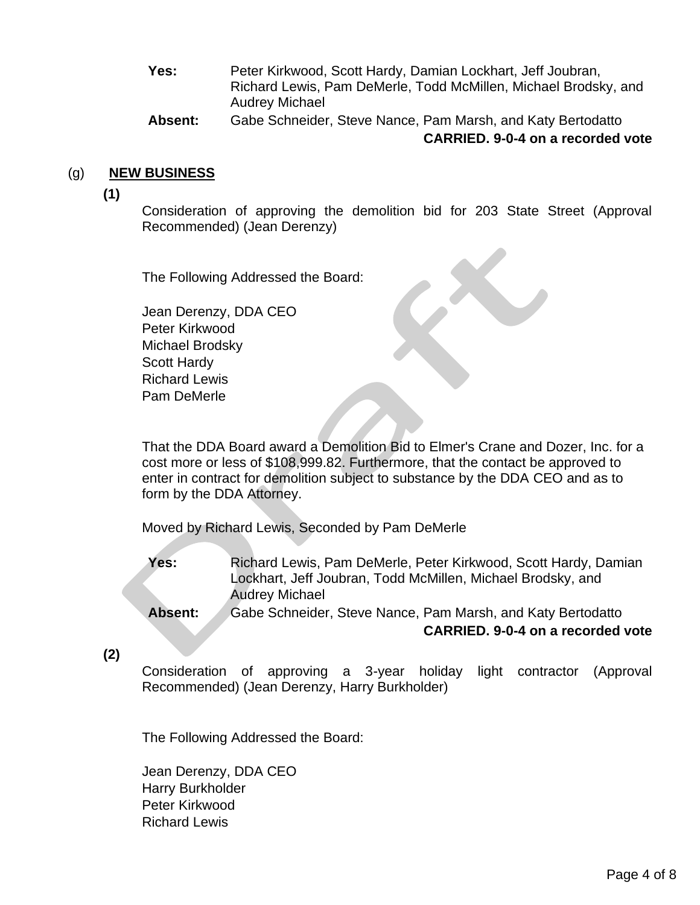**Yes:** Peter Kirkwood, Scott Hardy, Damian Lockhart, Jeff Joubran, Richard Lewis, Pam DeMerle, Todd McMillen, Michael Brodsky, and Audrey Michael

**Absent:** Gabe Schneider, Steve Nance, Pam Marsh, and Katy Bertodatto

**CARRIED. 9-0-4 on a recorded vote**

(g) **NEW BUSINESS**

**(1)**

Consideration of approving the demolition bid for 203 State Street (Approval Recommended) (Jean Derenzy)

The Following Addressed the Board:

Jean Derenzy, DDA CEO
Peter Kirkwood
Michael Brodsky
Scott Hardy
Richard Lewis
Pam DeMerle

That the DDA Board award a Demolition Bid to Elmer's Crane and Dozer, Inc. for a cost more or less of $108,999.82. Furthermore, that the contact be approved to enter in contract for demolition subject to substance by the DDA CEO and as to form by the DDA Attorney.

Moved by Richard Lewis, Seconded by Pam DeMerle

**Yes:** Richard Lewis, Pam DeMerle, Peter Kirkwood, Scott Hardy, Damian Lockhart, Jeff Joubran, Todd McMillen, Michael Brodsky, and Audrey Michael

**Absent:** Gabe Schneider, Steve Nance, Pam Marsh, and Katy Bertodatto

**CARRIED. 9-0-4 on a recorded vote**

**(2)**

Consideration of approving a 3-year holiday light contractor (Approval Recommended) (Jean Derenzy, Harry Burkholder)

The Following Addressed the Board:

Jean Derenzy, DDA CEO
Harry Burkholder
Peter Kirkwood
Richard Lewis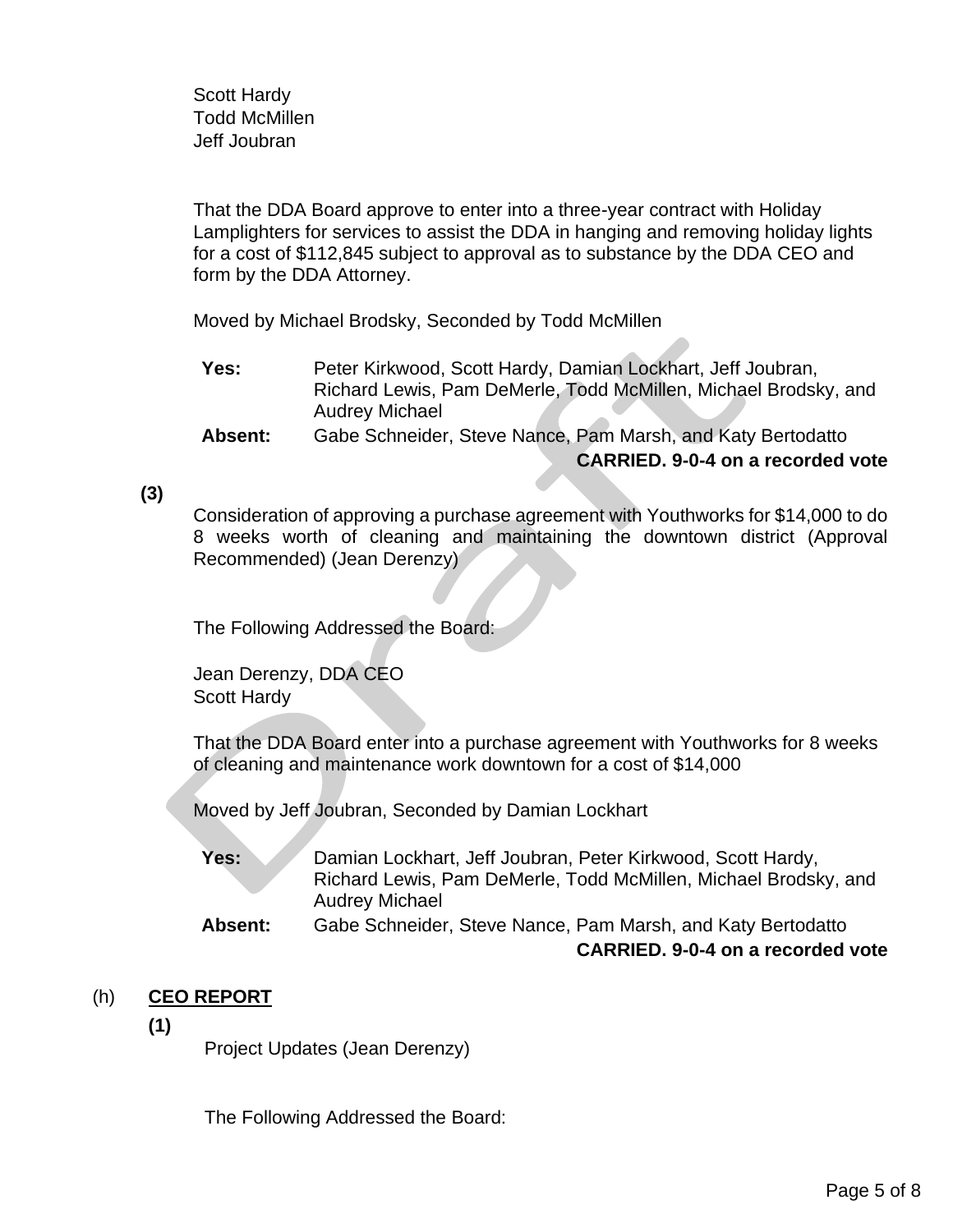Scott Hardy
Todd McMillen
Jeff Joubran

That the DDA Board approve to enter into a three-year contract with Holiday Lamplighters for services to assist the DDA in hanging and removing holiday lights for a cost of $112,845 subject to approval as to substance by the DDA CEO and form by the DDA Attorney.

Moved by Michael Brodsky, Seconded by Todd McMillen

**Yes:** Peter Kirkwood, Scott Hardy, Damian Lockhart, Jeff Joubran, Richard Lewis, Pam DeMerle, Todd McMillen, Michael Brodsky, and Audrey Michael

**Absent:** Gabe Schneider, Steve Nance, Pam Marsh, and Katy Bertodatto

**CARRIED. 9-0-4 on a recorded vote**

**(3)**

Consideration of approving a purchase agreement with Youthworks for $14,000 to do 8 weeks worth of cleaning and maintaining the downtown district (Approval Recommended) (Jean Derenzy)

The Following Addressed the Board:

Jean Derenzy, DDA CEO
Scott Hardy

That the DDA Board enter into a purchase agreement with Youthworks for 8 weeks of cleaning and maintenance work downtown for a cost of $14,000

Moved by Jeff Joubran, Seconded by Damian Lockhart

**Yes:** Damian Lockhart, Jeff Joubran, Peter Kirkwood, Scott Hardy, Richard Lewis, Pam DeMerle, Todd McMillen, Michael Brodsky, and Audrey Michael

**Absent:** Gabe Schneider, Steve Nance, Pam Marsh, and Katy Bertodatto

**CARRIED. 9-0-4 on a recorded vote**

(h) **CEO REPORT**

**(1)**

Project Updates (Jean Derenzy)

The Following Addressed the Board: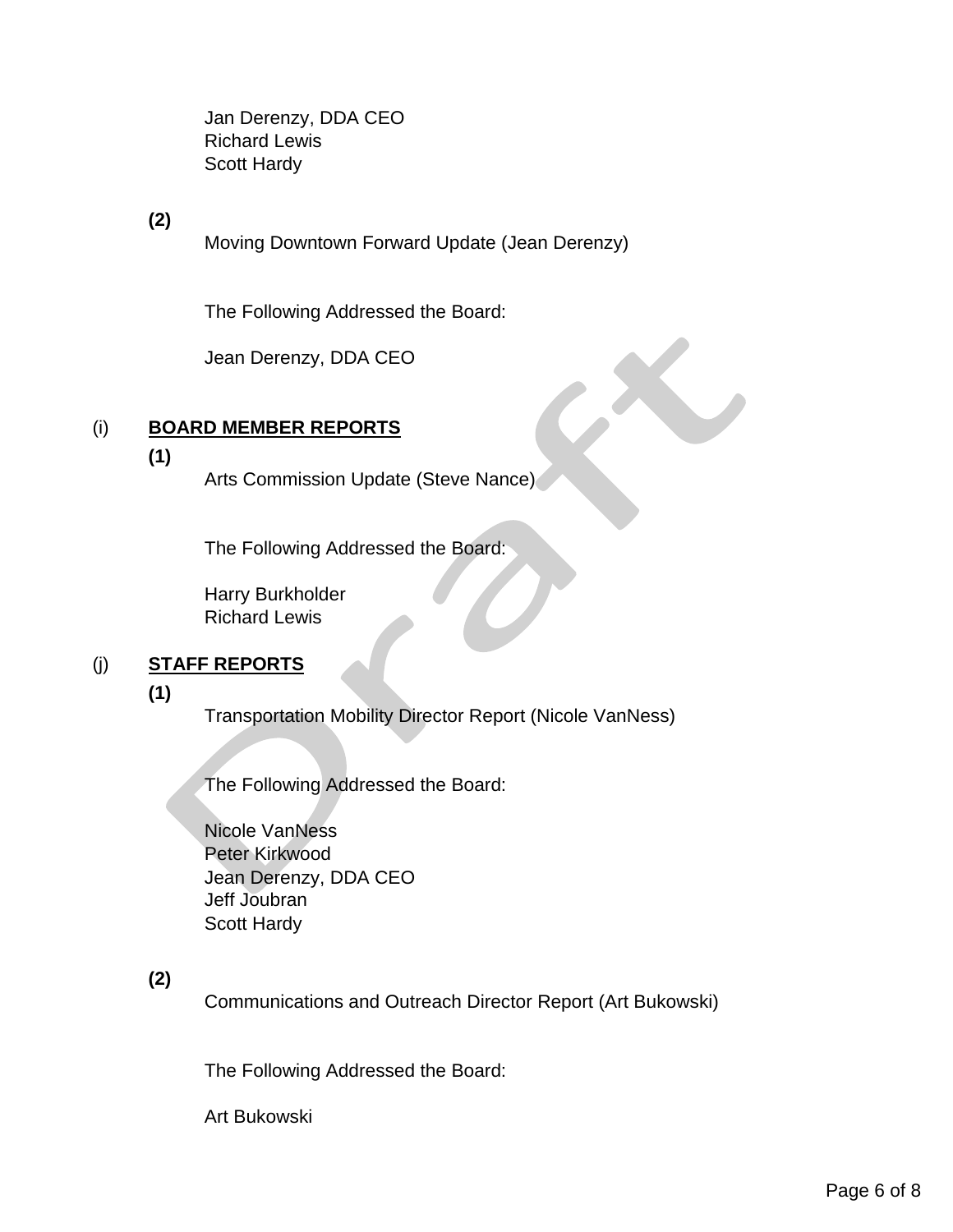Jan Derenzy, DDA CEO
Richard Lewis
Scott Hardy

**(2)**

Moving Downtown Forward Update (Jean Derenzy)

The Following Addressed the Board:

Jean Derenzy, DDA CEO

## (i) **BOARD MEMBER REPORTS**

**(1)**

Arts Commission Update (Steve Nance)

The Following Addressed the Board:

Harry Burkholder
Richard Lewis

## (j) **STAFF REPORTS**

**(1)**

Transportation Mobility Director Report (Nicole VanNess)

The Following Addressed the Board:

Nicole VanNess
Peter Kirkwood
Jean Derenzy, DDA CEO
Jeff Joubran
Scott Hardy

**(2)**

Communications and Outreach Director Report (Art Bukowski)

The Following Addressed the Board:

Art Bukowski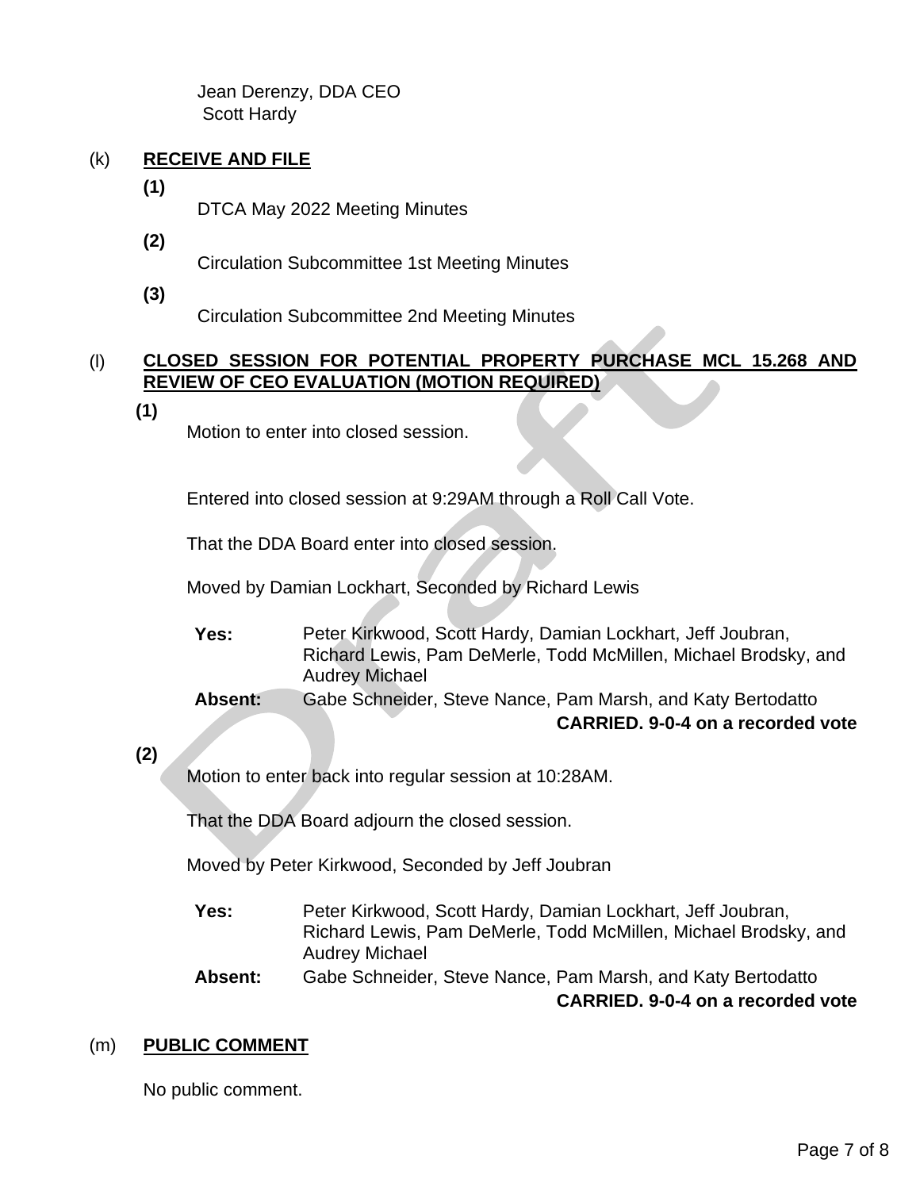Jean Derenzy, DDA CEO
Scott Hardy

(k) **RECEIVE AND FILE**

**(1)**
DTCA May 2022 Meeting Minutes

**(2)**
Circulation Subcommittee 1st Meeting Minutes

**(3)**
Circulation Subcommittee 2nd Meeting Minutes

(l) **CLOSED SESSION FOR POTENTIAL PROPERTY PURCHASE MCL 15.268 AND REVIEW OF CEO EVALUATION (MOTION REQUIRED)**

**(1)**
Motion to enter into closed session.

Entered into closed session at 9:29AM through a Roll Call Vote.

That the DDA Board enter into closed session.

Moved by Damian Lockhart, Seconded by Richard Lewis

**Yes:** Peter Kirkwood, Scott Hardy, Damian Lockhart, Jeff Joubran, Richard Lewis, Pam DeMerle, Todd McMillen, Michael Brodsky, and Audrey Michael

**Absent:** Gabe Schneider, Steve Nance, Pam Marsh, and Katy Bertodatto

**CARRIED. 9-0-4 on a recorded vote**

**(2)**
Motion to enter back into regular session at 10:28AM.

That the DDA Board adjourn the closed session.

Moved by Peter Kirkwood, Seconded by Jeff Joubran

**Yes:** Peter Kirkwood, Scott Hardy, Damian Lockhart, Jeff Joubran, Richard Lewis, Pam DeMerle, Todd McMillen, Michael Brodsky, and Audrey Michael

**Absent:** Gabe Schneider, Steve Nance, Pam Marsh, and Katy Bertodatto

**CARRIED. 9-0-4 on a recorded vote**

(m) **PUBLIC COMMENT**

No public comment.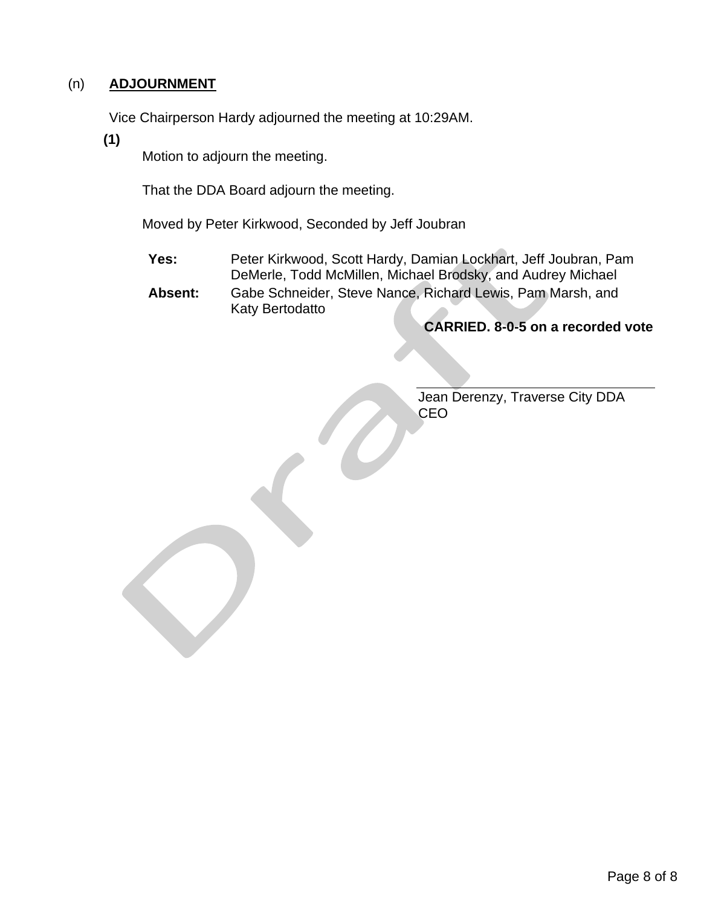(n) **ADJOURNMENT**

Vice Chairperson Hardy adjourned the meeting at 10:29AM.

**(1)**

Motion to adjourn the meeting.

That the DDA Board adjourn the meeting.

Moved by Peter Kirkwood, Seconded by Jeff Joubran

| | |
|---|---|
| **Yes:** | Peter Kirkwood, Scott Hardy, Damian Lockhart, Jeff Joubran, Pam DeMerle, Todd McMillen, Michael Brodsky, and Audrey Michael |
| **Absent:** | Gabe Schneider, Steve Nance, Richard Lewis, Pam Marsh, and Katy Bertodatto |

**CARRIED. 8-0-5 on a recorded vote**

Jean Derenzy, Traverse City DDA CEO